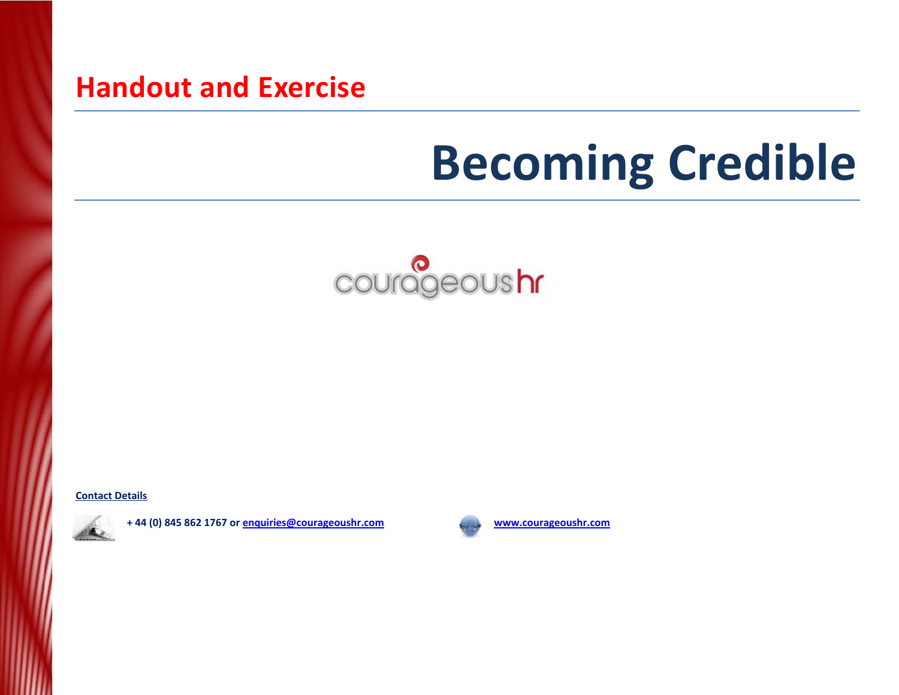## Handout and Exercise

# Becoming Credible

courageoushr

**Contact Details**

**+ 44 (0) 845 862 1767 or [enquiries@courageoushr.com](mailto:enquiries@courageoushr.com)**

**[www.courageoushr.com](http://www.courageoushr.com)**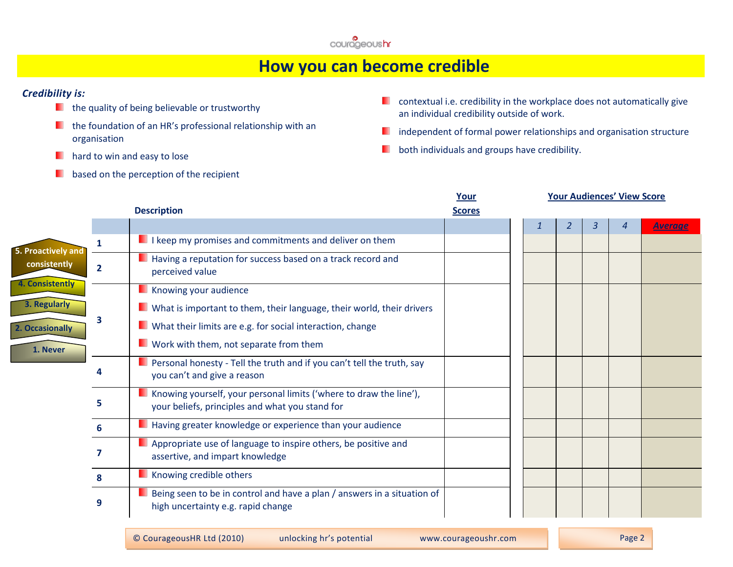# How you can become credible

***Credibility is:***

- the quality of being believable or trustworthy
- the foundation of an HR's professional relationship with an organisation
- hard to win and easy to lose
- based on the perception of the recipient
- contextual i.e. credibility in the workplace does not automatically give an individual credibility outside of work.
- independent of formal power relationships and organisation structure
- both individuals and groups have credibility.

**Scale:**
- 5. Proactively and consistently
- 4. Consistently
- 3. Regularly
- 2. Occasionally
- 1. Never

| | **Description** | **Your Scores** | **Your Audiences' View Score** | | | | |
|---|---|---|---|---|---|---|---|
| | | | *1* | *2* | *3* | *4* | ***Average*** |
| **1** | I keep my promises and commitments and deliver on them | | | | | | |
| **2** | Having a reputation for success based on a track record and perceived value | | | | | | |
| **3** | Knowing your audience<br>What is important to them, their language, their world, their drivers<br>What their limits are e.g. for social interaction, change<br>Work with them, not separate from them | | | | | | |
| **4** | Personal honesty - Tell the truth and if you can't tell the truth, say you can't and give a reason | | | | | | |
| **5** | Knowing yourself, your personal limits ('where to draw the line'), your beliefs, principles and what you stand for | | | | | | |
| **6** | Having greater knowledge or experience than your audience | | | | | | |
| **7** | Appropriate use of language to inspire others, be positive and assertive, and impart knowledge | | | | | | |
| **8** | Knowing credible others | | | | | | |
| **9** | Being seen to be in control and have a plan / answers in a situation of high uncertainty e.g. rapid change | | | | | | |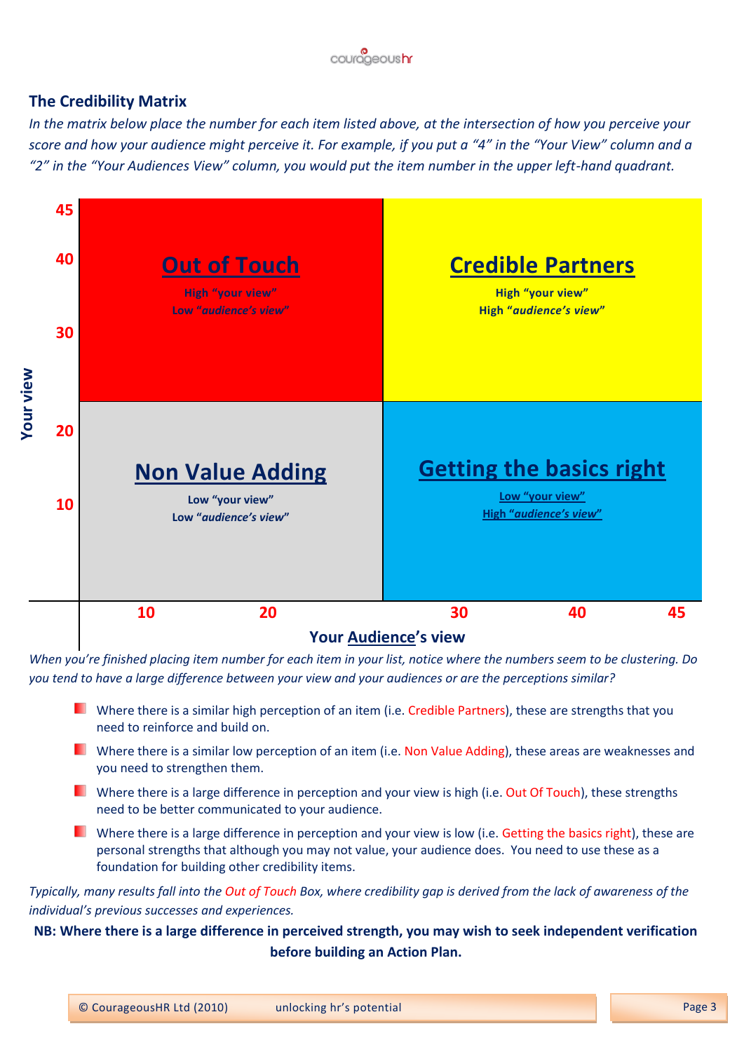## The Credibility Matrix

*In the matrix below place the number for each item listed above, at the intersection of how you perceive your score and how your audience might perceive it. For example, if you put a "4" in the "Your View" column and a "2" in the "Your Audiences View" column, you would put the item number in the upper left-hand quadrant.*

| Your view | Low audience's view (10–20) | High audience's view (30–45) |
|---|---|---|
| High (30–45) | **Out of Touch**<br>High "your view"<br>Low "*audience's view*" | **Credible Partners**<br>High "your view"<br>High "*audience's view*" |
| Low (10–20) | **Non Value Adding**<br>Low "your view"<br>Low "*audience's view*" | **Getting the basics right**<br>Low "your view"<br>High "*audience's view*" |

**Your Audience's view**

*When you're finished placing item number for each item in your list, notice where the numbers seem to be clustering. Do you tend to have a large difference between your view and your audiences or are the perceptions similar?*

- Where there is a similar high perception of an item (i.e. Credible Partners), these are strengths that you need to reinforce and build on.
- Where there is a similar low perception of an item (i.e. Non Value Adding), these areas are weaknesses and you need to strengthen them.
- Where there is a large difference in perception and your view is high (i.e. Out Of Touch), these strengths need to be better communicated to your audience.
- Where there is a large difference in perception and your view is low (i.e. Getting the basics right), these are personal strengths that although you may not value, your audience does. You need to use these as a foundation for building other credibility items.

*Typically, many results fall into the Out of Touch Box, where credibility gap is derived from the lack of awareness of the individual's previous successes and experiences.*

**NB: Where there is a large difference in perceived strength, you may wish to seek independent verification before building an Action Plan.**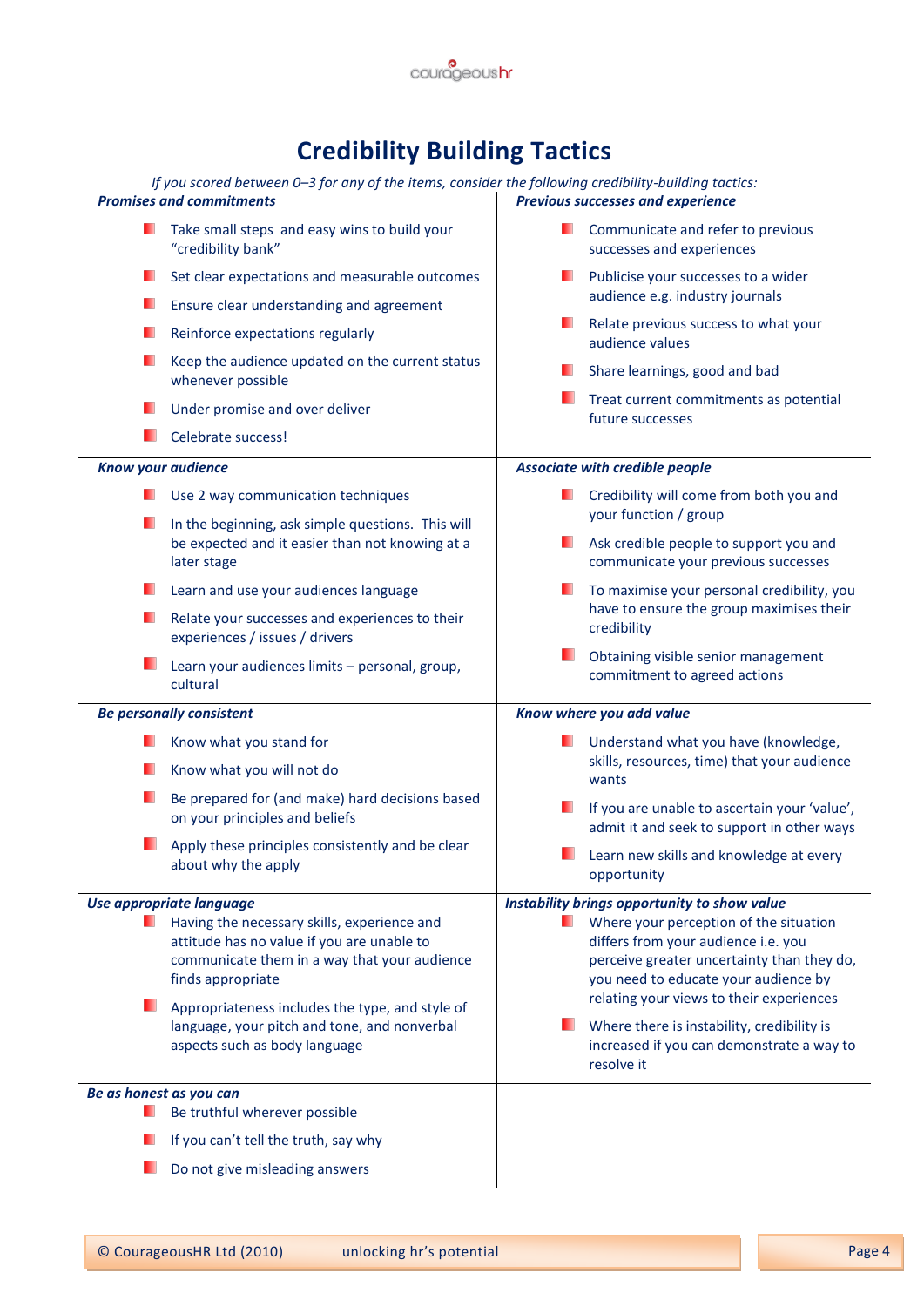# Credibility Building Tactics

*If you scored between 0–3 for any of the items, consider the following credibility-building tactics:*

***Promises and commitments***

- Take small steps  and easy wins to build your "credibility bank"
- Set clear expectations and measurable outcomes
- Ensure clear understanding and agreement
- Reinforce expectations regularly
- Keep the audience updated on the current status whenever possible
- Under promise and over deliver
- Celebrate success!

***Previous successes and experience***

- Communicate and refer to previous successes and experiences
- Publicise your successes to a wider audience e.g. industry journals
- Relate previous success to what your audience values
- Share learnings, good and bad
- Treat current commitments as potential future successes

***Know your audience***

- Use 2 way communication techniques
- In the beginning, ask simple questions.  This will be expected and it easier than not knowing at a later stage
- Learn and use your audiences language
- Relate your successes and experiences to their experiences / issues / drivers
- Learn your audiences limits – personal, group, cultural

***Associate with credible people***

- Credibility will come from both you and your function / group
- Ask credible people to support you and communicate your previous successes
- To maximise your personal credibility, you have to ensure the group maximises their credibility
- Obtaining visible senior management commitment to agreed actions

***Be personally consistent***

- Know what you stand for
- Know what you will not do
- Be prepared for (and make) hard decisions based on your principles and beliefs
- Apply these principles consistently and be clear about why the apply

***Know where you add value***

- Understand what you have (knowledge, skills, resources, time) that your audience wants
- If you are unable to ascertain your 'value', admit it and seek to support in other ways
- Learn new skills and knowledge at every opportunity

***Use appropriate language***

- Having the necessary skills, experience and attitude has no value if you are unable to communicate them in a way that your audience finds appropriate
- Appropriateness includes the type, and style of language, your pitch and tone, and nonverbal aspects such as body language

***Instability brings opportunity to show value***

- Where your perception of the situation differs from your audience i.e. you perceive greater uncertainty than they do, you need to educate your audience by relating your views to their experiences
- Where there is instability, credibility is increased if you can demonstrate a way to resolve it

***Be as honest as you can***

- Be truthful wherever possible
- If you can't tell the truth, say why
- Do not give misleading answers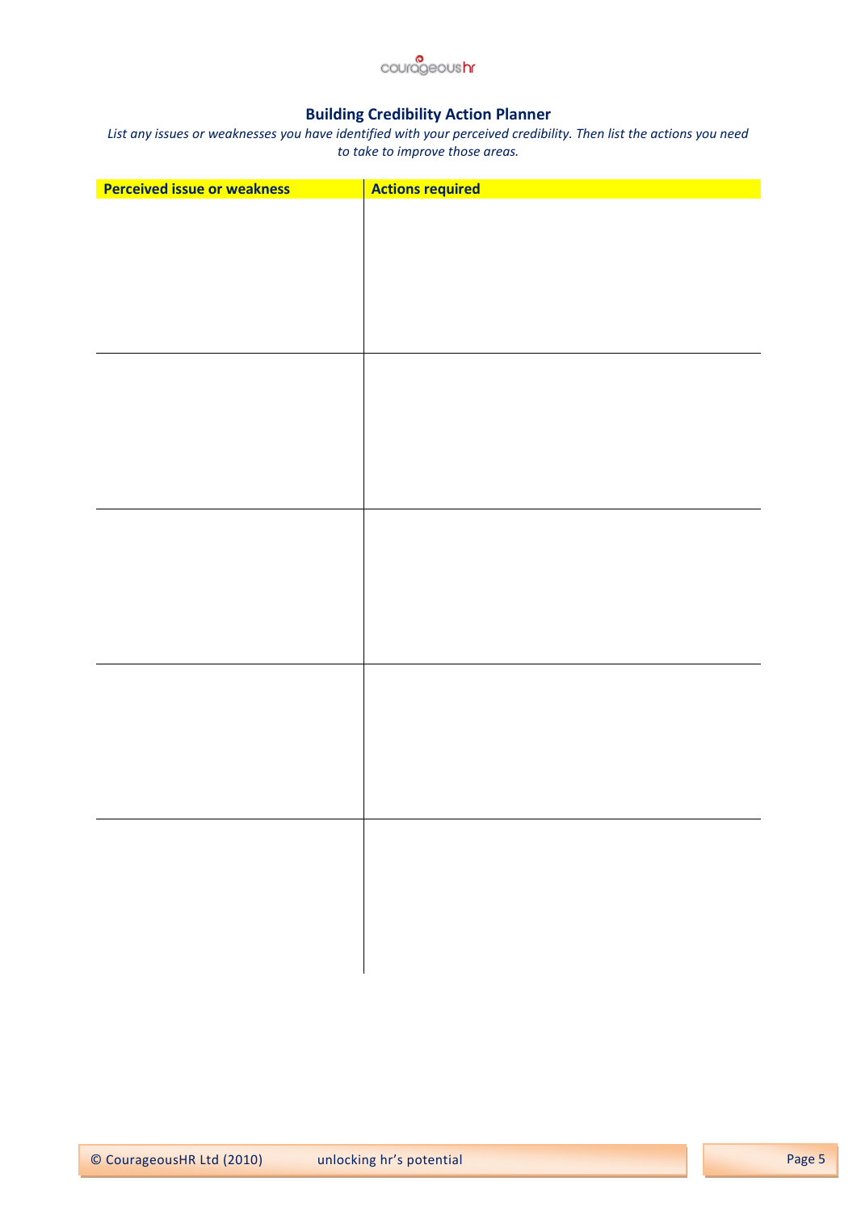## Building Credibility Action Planner

*List any issues or weaknesses you have identified with your perceived credibility. Then list the actions you need to take to improve those areas.*

| **Perceived issue or weakness** | **Actions required** |
| --- | --- |
| | |
| | |
| | |
| | |
| | |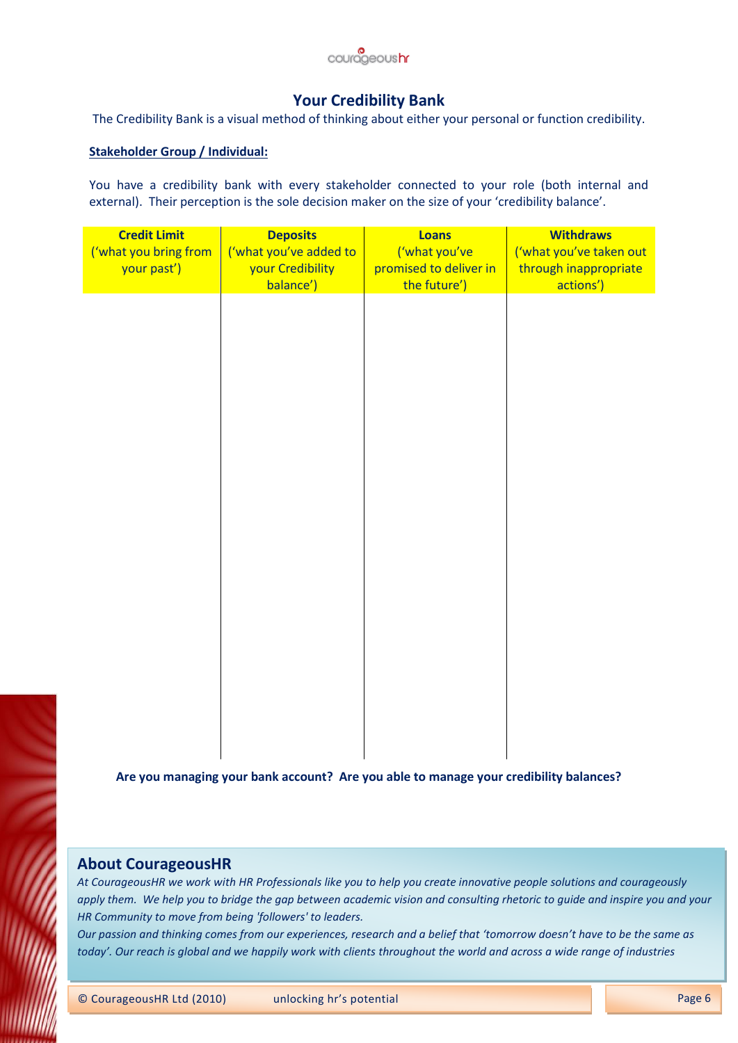## Your Credibility Bank

The Credibility Bank is a visual method of thinking about either your personal or function credibility.

**Stakeholder Group / Individual:**

You have a credibility bank with every stakeholder connected to your role (both internal and external). Their perception is the sole decision maker on the size of your 'credibility balance'.

| **Credit Limit** ('what you bring from your past') | **Deposits** ('what you've added to your Credibility balance') | **Loans** ('what you've promised to deliver in the future') | **Withdraws** ('what you've taken out through inappropriate actions') |
| --- | --- | --- | --- |
| | | | |

**Are you managing your bank account? Are you able to manage your credibility balances?**

### About CourageousHR

*At CourageousHR we work with HR Professionals like you to help you create innovative people solutions and courageously apply them. We help you to bridge the gap between academic vision and consulting rhetoric to guide and inspire you and your HR Community to move from being 'followers' to leaders.*

*Our passion and thinking comes from our experiences, research and a belief that 'tomorrow doesn't have to be the same as today'. Our reach is global and we happily work with clients throughout the world and across a wide range of industries*